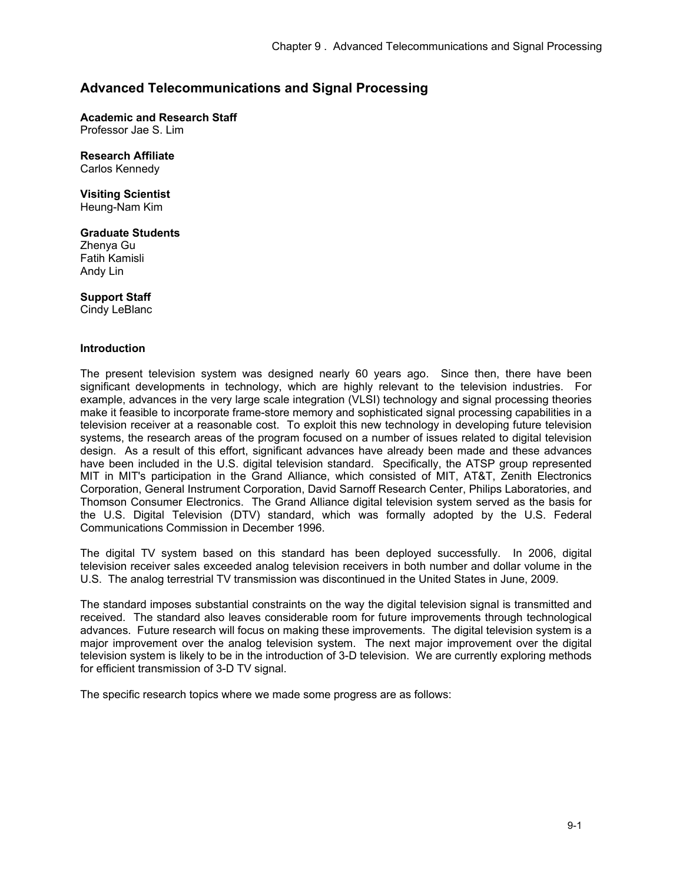# Advanced Telecommunications and Signal Processing

**Academic and Research Staff**
Professor Jae S. Lim

**Research Affiliate**
Carlos Kennedy

**Visiting Scientist**
Heung-Nam Kim

**Graduate Students**
Zhenya Gu
Fatih Kamisli
Andy Lin

**Support Staff**
Cindy LeBlanc

## Introduction

The present television system was designed nearly 60 years ago. Since then, there have been significant developments in technology, which are highly relevant to the television industries. For example, advances in the very large scale integration (VLSI) technology and signal processing theories make it feasible to incorporate frame-store memory and sophisticated signal processing capabilities in a television receiver at a reasonable cost. To exploit this new technology in developing future television systems, the research areas of the program focused on a number of issues related to digital television design. As a result of this effort, significant advances have already been made and these advances have been included in the U.S. digital television standard. Specifically, the ATSP group represented MIT in MIT's participation in the Grand Alliance, which consisted of MIT, AT&T, Zenith Electronics Corporation, General Instrument Corporation, David Sarnoff Research Center, Philips Laboratories, and Thomson Consumer Electronics. The Grand Alliance digital television system served as the basis for the U.S. Digital Television (DTV) standard, which was formally adopted by the U.S. Federal Communications Commission in December 1996.

The digital TV system based on this standard has been deployed successfully. In 2006, digital television receiver sales exceeded analog television receivers in both number and dollar volume in the U.S. The analog terrestrial TV transmission was discontinued in the United States in June, 2009.

The standard imposes substantial constraints on the way the digital television signal is transmitted and received. The standard also leaves considerable room for future improvements through technological advances. Future research will focus on making these improvements. The digital television system is a major improvement over the analog television system. The next major improvement over the digital television system is likely to be in the introduction of 3-D television. We are currently exploring methods for efficient transmission of 3-D TV signal.

The specific research topics where we made some progress are as follows: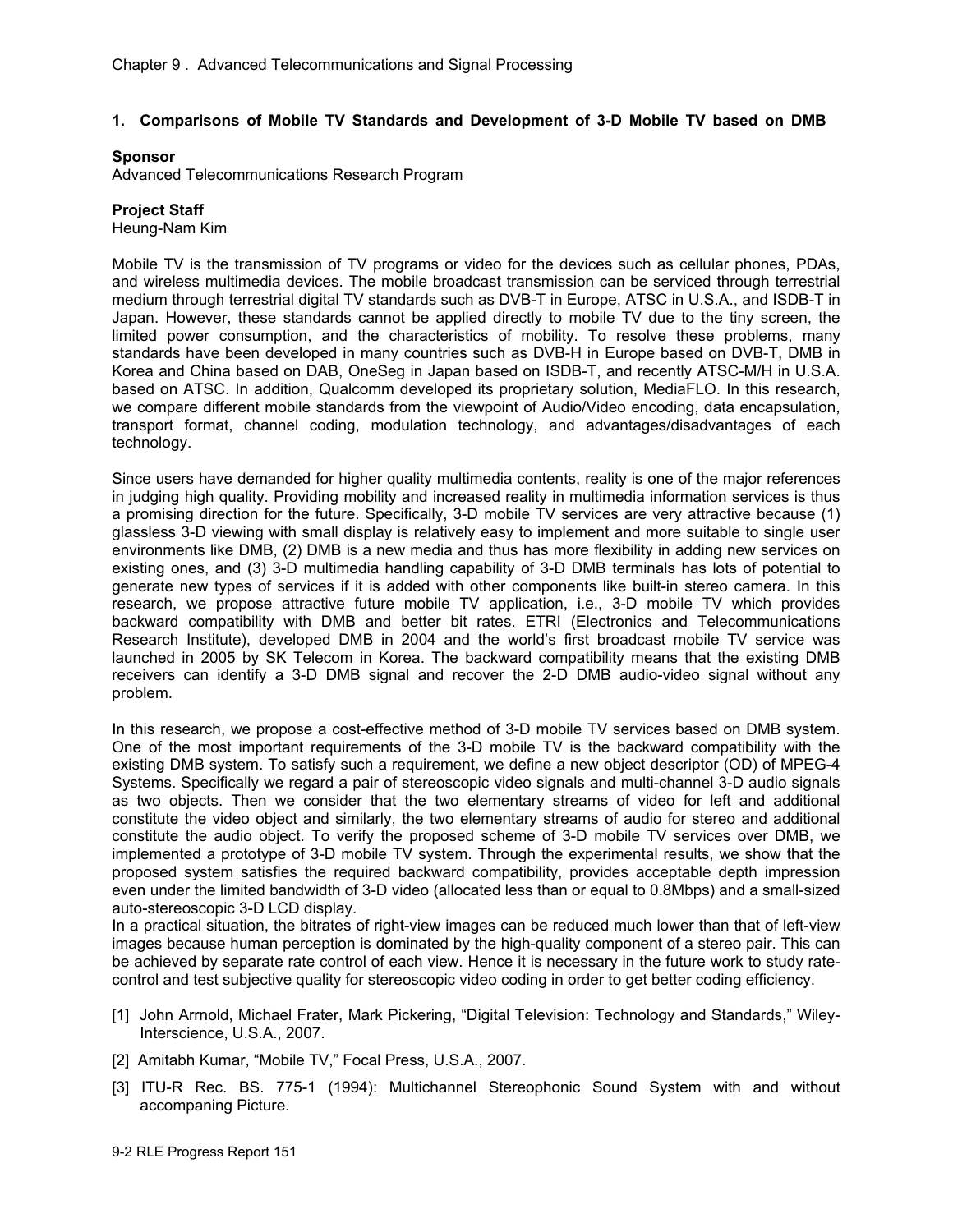## 1. Comparisons of Mobile TV Standards and Development of 3-D Mobile TV based on DMB

**Sponsor**
Advanced Telecommunications Research Program

**Project Staff**
Heung-Nam Kim

Mobile TV is the transmission of TV programs or video for the devices such as cellular phones, PDAs, and wireless multimedia devices. The mobile broadcast transmission can be serviced through terrestrial medium through terrestrial digital TV standards such as DVB-T in Europe, ATSC in U.S.A., and ISDB-T in Japan. However, these standards cannot be applied directly to mobile TV due to the tiny screen, the limited power consumption, and the characteristics of mobility. To resolve these problems, many standards have been developed in many countries such as DVB-H in Europe based on DVB-T, DMB in Korea and China based on DAB, OneSeg in Japan based on ISDB-T, and recently ATSC-M/H in U.S.A. based on ATSC. In addition, Qualcomm developed its proprietary solution, MediaFLO. In this research, we compare different mobile standards from the viewpoint of Audio/Video encoding, data encapsulation, transport format, channel coding, modulation technology, and advantages/disadvantages of each technology.

Since users have demanded for higher quality multimedia contents, reality is one of the major references in judging high quality. Providing mobility and increased reality in multimedia information services is thus a promising direction for the future. Specifically, 3-D mobile TV services are very attractive because (1) glassless 3-D viewing with small display is relatively easy to implement and more suitable to single user environments like DMB, (2) DMB is a new media and thus has more flexibility in adding new services on existing ones, and (3) 3-D multimedia handling capability of 3-D DMB terminals has lots of potential to generate new types of services if it is added with other components like built-in stereo camera. In this research, we propose attractive future mobile TV application, i.e., 3-D mobile TV which provides backward compatibility with DMB and better bit rates. ETRI (Electronics and Telecommunications Research Institute), developed DMB in 2004 and the world's first broadcast mobile TV service was launched in 2005 by SK Telecom in Korea. The backward compatibility means that the existing DMB receivers can identify a 3-D DMB signal and recover the 2-D DMB audio-video signal without any problem.

In this research, we propose a cost-effective method of 3-D mobile TV services based on DMB system. One of the most important requirements of the 3-D mobile TV is the backward compatibility with the existing DMB system. To satisfy such a requirement, we define a new object descriptor (OD) of MPEG-4 Systems. Specifically we regard a pair of stereoscopic video signals and multi-channel 3-D audio signals as two objects. Then we consider that the two elementary streams of video for left and additional constitute the video object and similarly, the two elementary streams of audio for stereo and additional constitute the audio object. To verify the proposed scheme of 3-D mobile TV services over DMB, we implemented a prototype of 3-D mobile TV system. Through the experimental results, we show that the proposed system satisfies the required backward compatibility, provides acceptable depth impression even under the limited bandwidth of 3-D video (allocated less than or equal to 0.8Mbps) and a small-sized auto-stereoscopic 3-D LCD display.

In a practical situation, the bitrates of right-view images can be reduced much lower than that of left-view images because human perception is dominated by the high-quality component of a stereo pair. This can be achieved by separate rate control of each view. Hence it is necessary in the future work to study rate-control and test subjective quality for stereoscopic video coding in order to get better coding efficiency.

[1] John Arrnold, Michael Frater, Mark Pickering, "Digital Television: Technology and Standards," Wiley-Interscience, U.S.A., 2007.

[2] Amitabh Kumar, "Mobile TV," Focal Press, U.S.A., 2007.

[3] ITU-R Rec. BS. 775-1 (1994): Multichannel Stereophonic Sound System with and without accompaning Picture.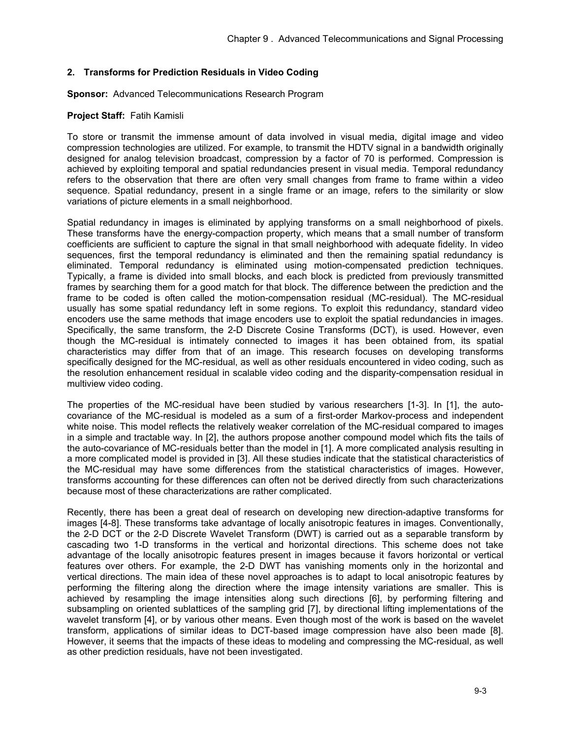## 2. Transforms for Prediction Residuals in Video Coding

**Sponsor:** Advanced Telecommunications Research Program

**Project Staff:** Fatih Kamisli

To store or transmit the immense amount of data involved in visual media, digital image and video compression technologies are utilized. For example, to transmit the HDTV signal in a bandwidth originally designed for analog television broadcast, compression by a factor of 70 is performed. Compression is achieved by exploiting temporal and spatial redundancies present in visual media. Temporal redundancy refers to the observation that there are often very small changes from frame to frame within a video sequence. Spatial redundancy, present in a single frame or an image, refers to the similarity or slow variations of picture elements in a small neighborhood.

Spatial redundancy in images is eliminated by applying transforms on a small neighborhood of pixels. These transforms have the energy-compaction property, which means that a small number of transform coefficients are sufficient to capture the signal in that small neighborhood with adequate fidelity. In video sequences, first the temporal redundancy is eliminated and then the remaining spatial redundancy is eliminated. Temporal redundancy is eliminated using motion-compensated prediction techniques. Typically, a frame is divided into small blocks, and each block is predicted from previously transmitted frames by searching them for a good match for that block. The difference between the prediction and the frame to be coded is often called the motion-compensation residual (MC-residual). The MC-residual usually has some spatial redundancy left in some regions. To exploit this redundancy, standard video encoders use the same methods that image encoders use to exploit the spatial redundancies in images. Specifically, the same transform, the 2-D Discrete Cosine Transforms (DCT), is used. However, even though the MC-residual is intimately connected to images it has been obtained from, its spatial characteristics may differ from that of an image. This research focuses on developing transforms specifically designed for the MC-residual, as well as other residuals encountered in video coding, such as the resolution enhancement residual in scalable video coding and the disparity-compensation residual in multiview video coding.

The properties of the MC-residual have been studied by various researchers [1-3]. In [1], the auto-covariance of the MC-residual is modeled as a sum of a first-order Markov-process and independent white noise. This model reflects the relatively weaker correlation of the MC-residual compared to images in a simple and tractable way. In [2], the authors propose another compound model which fits the tails of the auto-covariance of MC-residuals better than the model in [1]. A more complicated analysis resulting in a more complicated model is provided in [3]. All these studies indicate that the statistical characteristics of the MC-residual may have some differences from the statistical characteristics of images. However, transforms accounting for these differences can often not be derived directly from such characterizations because most of these characterizations are rather complicated.

Recently, there has been a great deal of research on developing new direction-adaptive transforms for images [4-8]. These transforms take advantage of locally anisotropic features in images. Conventionally, the 2-D DCT or the 2-D Discrete Wavelet Transform (DWT) is carried out as a separable transform by cascading two 1-D transforms in the vertical and horizontal directions. This scheme does not take advantage of the locally anisotropic features present in images because it favors horizontal or vertical features over others. For example, the 2-D DWT has vanishing moments only in the horizontal and vertical directions. The main idea of these novel approaches is to adapt to local anisotropic features by performing the filtering along the direction where the image intensity variations are smaller. This is achieved by resampling the image intensities along such directions [6], by performing filtering and subsampling on oriented sublattices of the sampling grid [7], by directional lifting implementations of the wavelet transform [4], or by various other means. Even though most of the work is based on the wavelet transform, applications of similar ideas to DCT-based image compression have also been made [8]. However, it seems that the impacts of these ideas to modeling and compressing the MC-residual, as well as other prediction residuals, have not been investigated.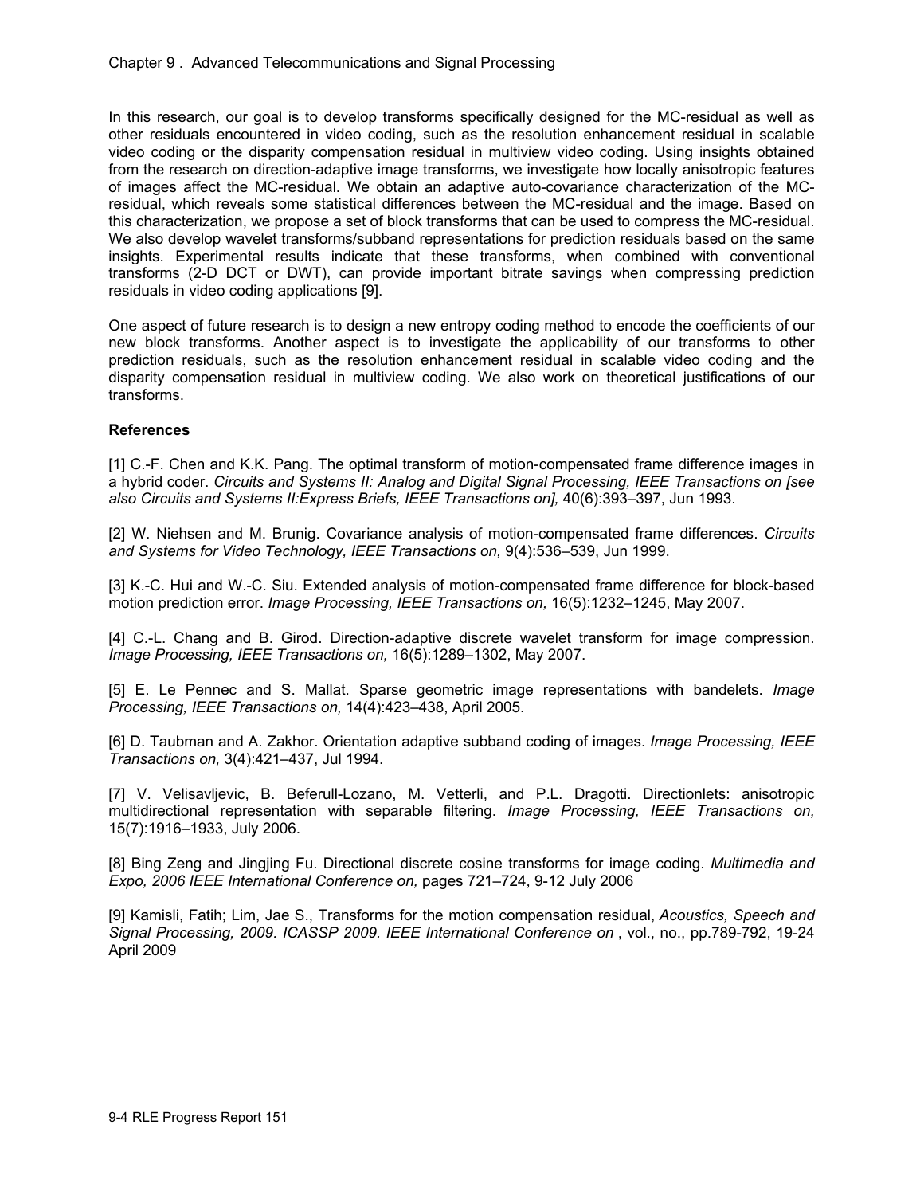In this research, our goal is to develop transforms specifically designed for the MC-residual as well as other residuals encountered in video coding, such as the resolution enhancement residual in scalable video coding or the disparity compensation residual in multiview video coding. Using insights obtained from the research on direction-adaptive image transforms, we investigate how locally anisotropic features of images affect the MC-residual. We obtain an adaptive auto-covariance characterization of the MC-residual, which reveals some statistical differences between the MC-residual and the image. Based on this characterization, we propose a set of block transforms that can be used to compress the MC-residual. We also develop wavelet transforms/subband representations for prediction residuals based on the same insights. Experimental results indicate that these transforms, when combined with conventional transforms (2-D DCT or DWT), can provide important bitrate savings when compressing prediction residuals in video coding applications [9].

One aspect of future research is to design a new entropy coding method to encode the coefficients of our new block transforms. Another aspect is to investigate the applicability of our transforms to other prediction residuals, such as the resolution enhancement residual in scalable video coding and the disparity compensation residual in multiview coding. We also work on theoretical justifications of our transforms.

**References**

[1] C.-F. Chen and K.K. Pang. The optimal transform of motion-compensated frame difference images in a hybrid coder. *Circuits and Systems II: Analog and Digital Signal Processing, IEEE Transactions on [see also Circuits and Systems II:Express Briefs, IEEE Transactions on],* 40(6):393–397, Jun 1993.

[2] W. Niehsen and M. Brunig. Covariance analysis of motion-compensated frame differences. *Circuits and Systems for Video Technology, IEEE Transactions on,* 9(4):536–539, Jun 1999.

[3] K.-C. Hui and W.-C. Siu. Extended analysis of motion-compensated frame difference for block-based motion prediction error. *Image Processing, IEEE Transactions on,* 16(5):1232–1245, May 2007.

[4] C.-L. Chang and B. Girod. Direction-adaptive discrete wavelet transform for image compression. *Image Processing, IEEE Transactions on,* 16(5):1289–1302, May 2007.

[5] E. Le Pennec and S. Mallat. Sparse geometric image representations with bandelets. *Image Processing, IEEE Transactions on,* 14(4):423–438, April 2005.

[6] D. Taubman and A. Zakhor. Orientation adaptive subband coding of images. *Image Processing, IEEE Transactions on,* 3(4):421–437, Jul 1994.

[7] V. Velisavljevic, B. Beferull-Lozano, M. Vetterli, and P.L. Dragotti. Directionlets: anisotropic multidirectional representation with separable filtering. *Image Processing, IEEE Transactions on,* 15(7):1916–1933, July 2006.

[8] Bing Zeng and Jingjing Fu. Directional discrete cosine transforms for image coding. *Multimedia and Expo, 2006 IEEE International Conference on,* pages 721–724, 9-12 July 2006

[9] Kamisli, Fatih; Lim, Jae S., Transforms for the motion compensation residual, *Acoustics, Speech and Signal Processing, 2009. ICASSP 2009. IEEE International Conference on* , vol., no., pp.789-792, 19-24 April 2009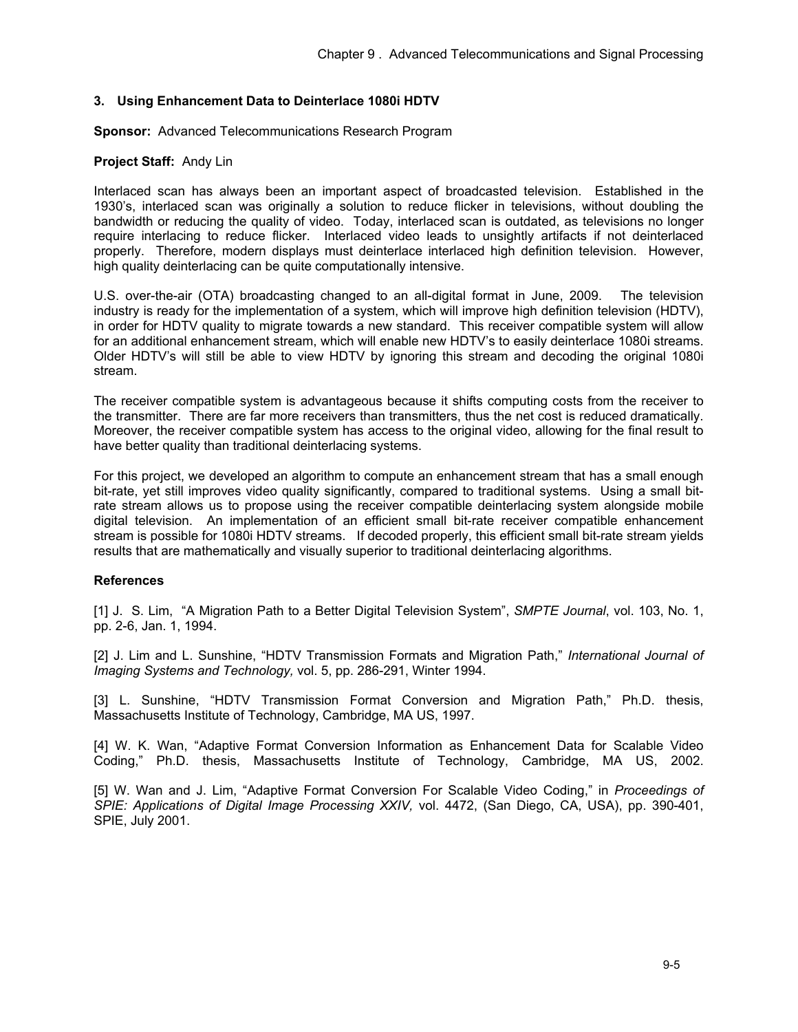### 3. Using Enhancement Data to Deinterlace 1080i HDTV

**Sponsor:** Advanced Telecommunications Research Program

**Project Staff:** Andy Lin

Interlaced scan has always been an important aspect of broadcasted television. Established in the 1930's, interlaced scan was originally a solution to reduce flicker in televisions, without doubling the bandwidth or reducing the quality of video. Today, interlaced scan is outdated, as televisions no longer require interlacing to reduce flicker. Interlaced video leads to unsightly artifacts if not deinterlaced properly. Therefore, modern displays must deinterlace interlaced high definition television. However, high quality deinterlacing can be quite computationally intensive.

U.S. over-the-air (OTA) broadcasting changed to an all-digital format in June, 2009. The television industry is ready for the implementation of a system, which will improve high definition television (HDTV), in order for HDTV quality to migrate towards a new standard. This receiver compatible system will allow for an additional enhancement stream, which will enable new HDTV's to easily deinterlace 1080i streams. Older HDTV's will still be able to view HDTV by ignoring this stream and decoding the original 1080i stream.

The receiver compatible system is advantageous because it shifts computing costs from the receiver to the transmitter. There are far more receivers than transmitters, thus the net cost is reduced dramatically. Moreover, the receiver compatible system has access to the original video, allowing for the final result to have better quality than traditional deinterlacing systems.

For this project, we developed an algorithm to compute an enhancement stream that has a small enough bit-rate, yet still improves video quality significantly, compared to traditional systems. Using a small bit-rate stream allows us to propose using the receiver compatible deinterlacing system alongside mobile digital television. An implementation of an efficient small bit-rate receiver compatible enhancement stream is possible for 1080i HDTV streams. If decoded properly, this efficient small bit-rate stream yields results that are mathematically and visually superior to traditional deinterlacing algorithms.

#### References

[1] J. S. Lim, "A Migration Path to a Better Digital Television System", *SMPTE Journal*, vol. 103, No. 1, pp. 2-6, Jan. 1, 1994.

[2] J. Lim and L. Sunshine, "HDTV Transmission Formats and Migration Path," *International Journal of Imaging Systems and Technology,* vol. 5, pp. 286-291, Winter 1994.

[3] L. Sunshine, "HDTV Transmission Format Conversion and Migration Path," Ph.D. thesis, Massachusetts Institute of Technology, Cambridge, MA US, 1997.

[4] W. K. Wan, "Adaptive Format Conversion Information as Enhancement Data for Scalable Video Coding," Ph.D. thesis, Massachusetts Institute of Technology, Cambridge, MA US, 2002.

[5] W. Wan and J. Lim, "Adaptive Format Conversion For Scalable Video Coding," in *Proceedings of SPIE: Applications of Digital Image Processing XXIV,* vol. 4472, (San Diego, CA, USA), pp. 390-401, SPIE, July 2001.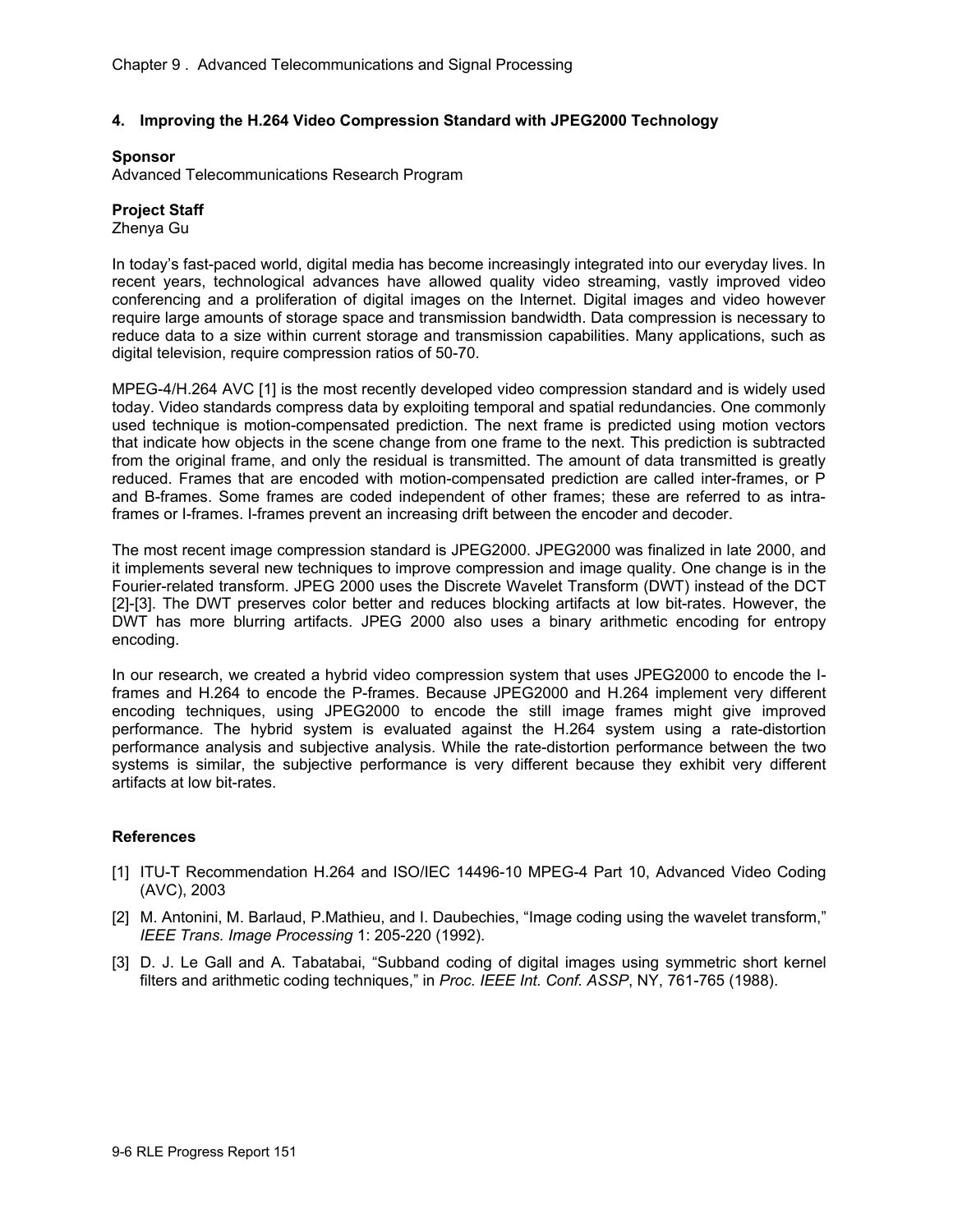## 4. Improving the H.264 Video Compression Standard with JPEG2000 Technology

**Sponsor**

Advanced Telecommunications Research Program

**Project Staff**

Zhenya Gu

In today's fast-paced world, digital media has become increasingly integrated into our everyday lives. In recent years, technological advances have allowed quality video streaming, vastly improved video conferencing and a proliferation of digital images on the Internet. Digital images and video however require large amounts of storage space and transmission bandwidth. Data compression is necessary to reduce data to a size within current storage and transmission capabilities. Many applications, such as digital television, require compression ratios of 50-70.

MPEG-4/H.264 AVC [1] is the most recently developed video compression standard and is widely used today. Video standards compress data by exploiting temporal and spatial redundancies. One commonly used technique is motion-compensated prediction. The next frame is predicted using motion vectors that indicate how objects in the scene change from one frame to the next. This prediction is subtracted from the original frame, and only the residual is transmitted. The amount of data transmitted is greatly reduced. Frames that are encoded with motion-compensated prediction are called inter-frames, or P and B-frames. Some frames are coded independent of other frames; these are referred to as intra-frames or I-frames. I-frames prevent an increasing drift between the encoder and decoder.

The most recent image compression standard is JPEG2000. JPEG2000 was finalized in late 2000, and it implements several new techniques to improve compression and image quality. One change is in the Fourier-related transform. JPEG 2000 uses the Discrete Wavelet Transform (DWT) instead of the DCT [2]-[3]. The DWT preserves color better and reduces blocking artifacts at low bit-rates. However, the DWT has more blurring artifacts. JPEG 2000 also uses a binary arithmetic encoding for entropy encoding.

In our research, we created a hybrid video compression system that uses JPEG2000 to encode the I-frames and H.264 to encode the P-frames. Because JPEG2000 and H.264 implement very different encoding techniques, using JPEG2000 to encode the still image frames might give improved performance. The hybrid system is evaluated against the H.264 system using a rate-distortion performance analysis and subjective analysis. While the rate-distortion performance between the two systems is similar, the subjective performance is very different because they exhibit very different artifacts at low bit-rates.

### References

[1] ITU-T Recommendation H.264 and ISO/IEC 14496-10 MPEG-4 Part 10, Advanced Video Coding (AVC), 2003

[2] M. Antonini, M. Barlaud, P.Mathieu, and I. Daubechies, "Image coding using the wavelet transform," *IEEE Trans. Image Processing* 1: 205-220 (1992).

[3] D. J. Le Gall and A. Tabatabai, "Subband coding of digital images using symmetric short kernel filters and arithmetic coding techniques," in *Proc. IEEE Int. Conf. ASSP*, NY, 761-765 (1988).